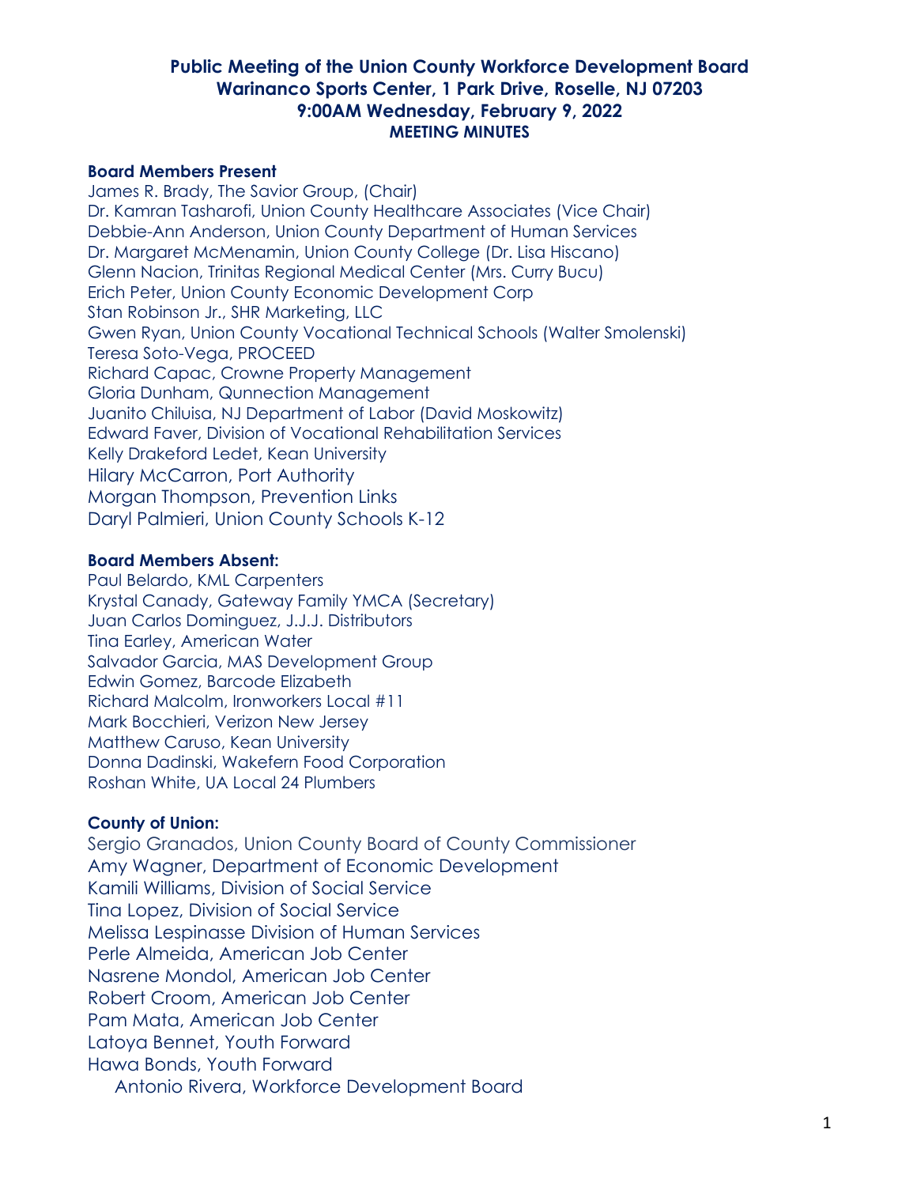# Public Meeting of the Union County Workforce Development Board
## Warinanco Sports Center, 1 Park Drive, Roselle, NJ 07203
## 9:00AM Wednesday, February 9, 2022
## MEETING MINUTES

**Board Members Present**

James R. Brady, The Savior Group, (Chair)
Dr. Kamran Tasharofi, Union County Healthcare Associates (Vice Chair)
Debbie-Ann Anderson, Union County Department of Human Services
Dr. Margaret McMenamin, Union County College (Dr. Lisa Hiscano)
Glenn Nacion, Trinitas Regional Medical Center (Mrs. Curry Bucu)
Erich Peter, Union County Economic Development Corp
Stan Robinson Jr., SHR Marketing, LLC
Gwen Ryan, Union County Vocational Technical Schools (Walter Smolenski)
Teresa Soto-Vega, PROCEED
Richard Capac, Crowne Property Management
Gloria Dunham, Qunnection Management
Juanito Chiluisa, NJ Department of Labor (David Moskowitz)
Edward Faver, Division of Vocational Rehabilitation Services
Kelly Drakeford Ledet, Kean University
Hilary McCarron, Port Authority
Morgan Thompson, Prevention Links
Daryl Palmieri, Union County Schools K-12

**Board Members Absent:**

Paul Belardo, KML Carpenters
Krystal Canady, Gateway Family YMCA (Secretary)
Juan Carlos Dominguez, J.J.J. Distributors
Tina Earley, American Water
Salvador Garcia, MAS Development Group
Edwin Gomez, Barcode Elizabeth
Richard Malcolm, Ironworkers Local #11
Mark Bocchieri, Verizon New Jersey
Matthew Caruso, Kean University
Donna Dadinski, Wakefern Food Corporation
Roshan White, UA Local 24 Plumbers

**County of Union:**

Sergio Granados, Union County Board of County Commissioner
Amy Wagner, Department of Economic Development
Kamili Williams, Division of Social Service
Tina Lopez, Division of Social Service
Melissa Lespinasse Division of Human Services
Perle Almeida, American Job Center
Nasrene Mondol, American Job Center
Robert Croom, American Job Center
Pam Mata, American Job Center
Latoya Bennet, Youth Forward
Hawa Bonds, Youth Forward
Antonio Rivera, Workforce Development Board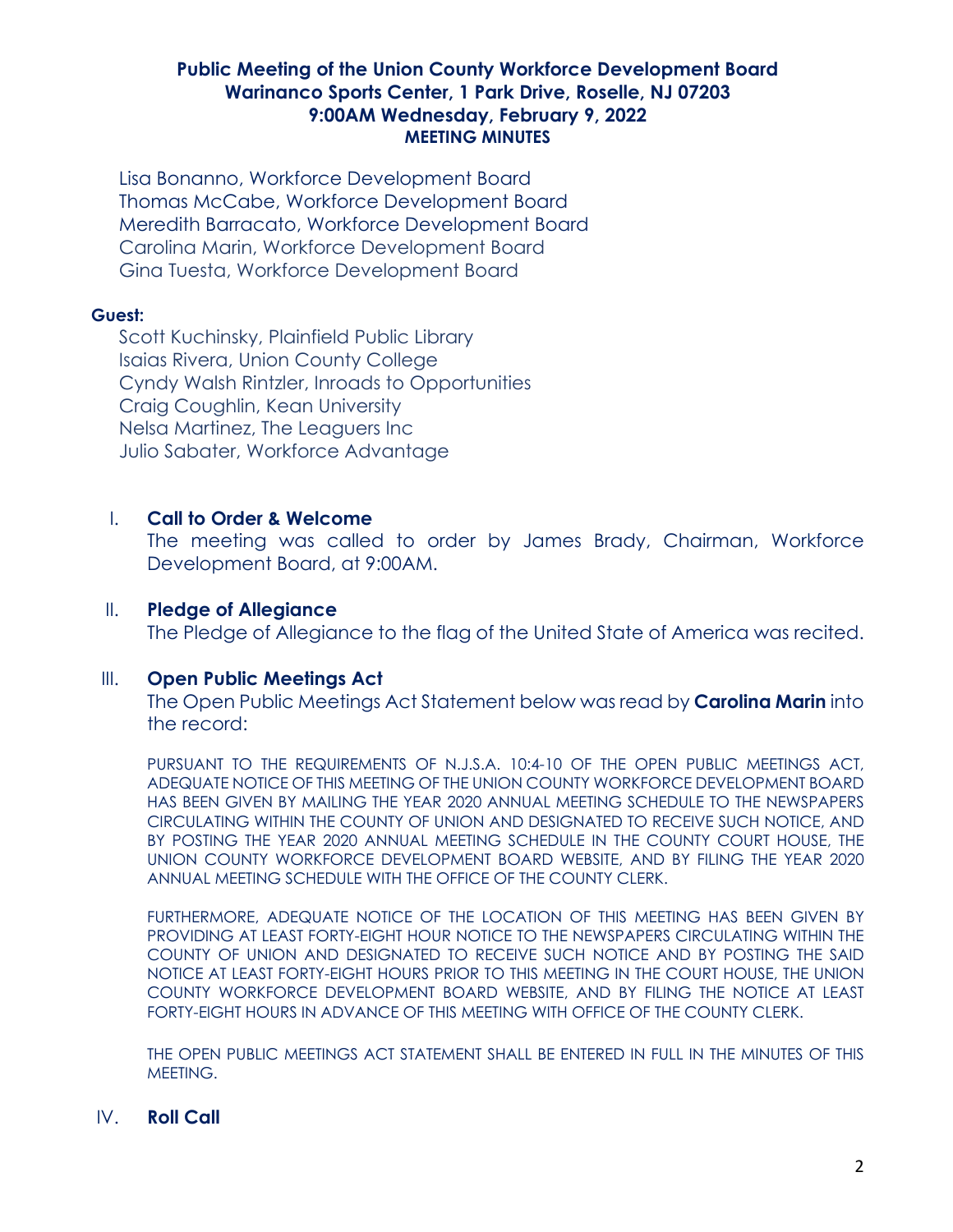# Public Meeting of the Union County Workforce Development Board
## Warinanco Sports Center, 1 Park Drive, Roselle, NJ 07203
## 9:00AM Wednesday, February 9, 2022
## MEETING MINUTES

Lisa Bonanno, Workforce Development Board
Thomas McCabe, Workforce Development Board
Meredith Barracato, Workforce Development Board
Carolina Marin, Workforce Development Board
Gina Tuesta, Workforce Development Board

**Guest:**

Scott Kuchinsky, Plainfield Public Library
Isaias Rivera, Union County College
Cyndy Walsh Rintzler, Inroads to Opportunities
Craig Coughlin, Kean University
Nelsa Martinez, The Leaguers Inc
Julio Sabater, Workforce Advantage

I. **Call to Order & Welcome**

The meeting was called to order by James Brady, Chairman, Workforce Development Board, at 9:00AM.

II. **Pledge of Allegiance**

The Pledge of Allegiance to the flag of the United State of America was recited.

III. **Open Public Meetings Act**

The Open Public Meetings Act Statement below was read by **Carolina Marin** into the record:

PURSUANT TO THE REQUIREMENTS OF N.J.S.A. 10:4-10 OF THE OPEN PUBLIC MEETINGS ACT, ADEQUATE NOTICE OF THIS MEETING OF THE UNION COUNTY WORKFORCE DEVELOPMENT BOARD HAS BEEN GIVEN BY MAILING THE YEAR 2020 ANNUAL MEETING SCHEDULE TO THE NEWSPAPERS CIRCULATING WITHIN THE COUNTY OF UNION AND DESIGNATED TO RECEIVE SUCH NOTICE, AND BY POSTING THE YEAR 2020 ANNUAL MEETING SCHEDULE IN THE COUNTY COURT HOUSE, THE UNION COUNTY WORKFORCE DEVELOPMENT BOARD WEBSITE, AND BY FILING THE YEAR 2020 ANNUAL MEETING SCHEDULE WITH THE OFFICE OF THE COUNTY CLERK.

FURTHERMORE, ADEQUATE NOTICE OF THE LOCATION OF THIS MEETING HAS BEEN GIVEN BY PROVIDING AT LEAST FORTY-EIGHT HOUR NOTICE TO THE NEWSPAPERS CIRCULATING WITHIN THE COUNTY OF UNION AND DESIGNATED TO RECEIVE SUCH NOTICE AND BY POSTING THE SAID NOTICE AT LEAST FORTY-EIGHT HOURS PRIOR TO THIS MEETING IN THE COURT HOUSE, THE UNION COUNTY WORKFORCE DEVELOPMENT BOARD WEBSITE, AND BY FILING THE NOTICE AT LEAST FORTY-EIGHT HOURS IN ADVANCE OF THIS MEETING WITH OFFICE OF THE COUNTY CLERK.

THE OPEN PUBLIC MEETINGS ACT STATEMENT SHALL BE ENTERED IN FULL IN THE MINUTES OF THIS MEETING.

IV. **Roll Call**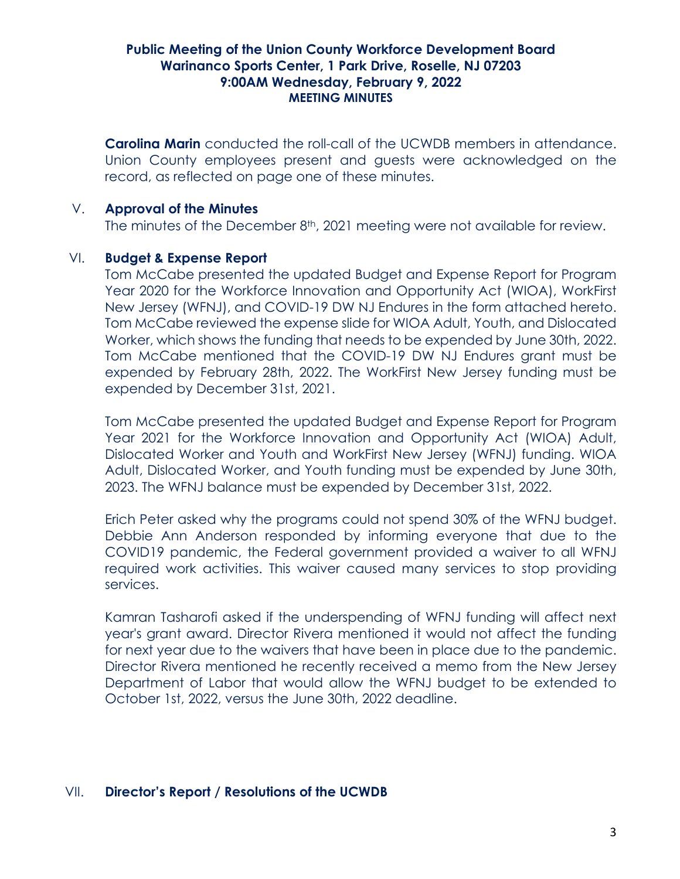## Public Meeting of the Union County Workforce Development Board
## Warinanco Sports Center, 1 Park Drive, Roselle, NJ 07203
## 9:00AM Wednesday, February 9, 2022
## MEETING MINUTES

**Carolina Marin** conducted the roll-call of the UCWDB members in attendance. Union County employees present and guests were acknowledged on the record, as reflected on page one of these minutes.

V. **Approval of the Minutes**

The minutes of the December 8th, 2021 meeting were not available for review.

VI. **Budget & Expense Report**

Tom McCabe presented the updated Budget and Expense Report for Program Year 2020 for the Workforce Innovation and Opportunity Act (WIOA), WorkFirst New Jersey (WFNJ), and COVID-19 DW NJ Endures in the form attached hereto. Tom McCabe reviewed the expense slide for WIOA Adult, Youth, and Dislocated Worker, which shows the funding that needs to be expended by June 30th, 2022. Tom McCabe mentioned that the COVID-19 DW NJ Endures grant must be expended by February 28th, 2022. The WorkFirst New Jersey funding must be expended by December 31st, 2021.

Tom McCabe presented the updated Budget and Expense Report for Program Year 2021 for the Workforce Innovation and Opportunity Act (WIOA) Adult, Dislocated Worker and Youth and WorkFirst New Jersey (WFNJ) funding. WIOA Adult, Dislocated Worker, and Youth funding must be expended by June 30th, 2023. The WFNJ balance must be expended by December 31st, 2022.

Erich Peter asked why the programs could not spend 30% of the WFNJ budget. Debbie Ann Anderson responded by informing everyone that due to the COVID19 pandemic, the Federal government provided a waiver to all WFNJ required work activities. This waiver caused many services to stop providing services.

Kamran Tasharofi asked if the underspending of WFNJ funding will affect next year's grant award. Director Rivera mentioned it would not affect the funding for next year due to the waivers that have been in place due to the pandemic. Director Rivera mentioned he recently received a memo from the New Jersey Department of Labor that would allow the WFNJ budget to be extended to October 1st, 2022, versus the June 30th, 2022 deadline.

VII. **Director's Report / Resolutions of the UCWDB**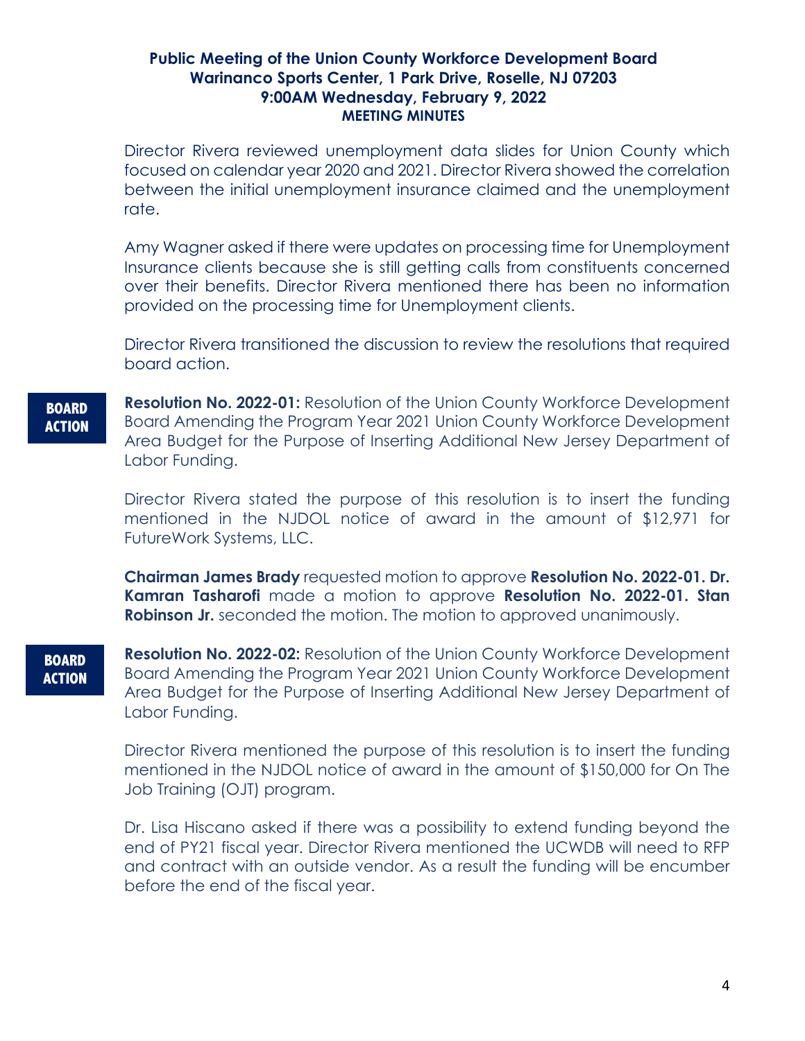**Public Meeting of the Union County Workforce Development Board**
**Warinanco Sports Center, 1 Park Drive, Roselle, NJ 07203**
**9:00AM Wednesday, February 9, 2022**
**MEETING MINUTES**

Director Rivera reviewed unemployment data slides for Union County which focused on calendar year 2020 and 2021. Director Rivera showed the correlation between the initial unemployment insurance claimed and the unemployment rate.

Amy Wagner asked if there were updates on processing time for Unemployment Insurance clients because she is still getting calls from constituents concerned over their benefits. Director Rivera mentioned there has been no information provided on the processing time for Unemployment clients.

Director Rivera transitioned the discussion to review the resolutions that required board action.

**BOARD ACTION**

**Resolution No. 2022-01:** Resolution of the Union County Workforce Development Board Amending the Program Year 2021 Union County Workforce Development Area Budget for the Purpose of Inserting Additional New Jersey Department of Labor Funding.

Director Rivera stated the purpose of this resolution is to insert the funding mentioned in the NJDOL notice of award in the amount of $12,971 for FutureWork Systems, LLC.

**Chairman James Brady** requested motion to approve **Resolution No. 2022-01. Dr. Kamran Tasharofi** made a motion to approve **Resolution No. 2022-01. Stan Robinson Jr.** seconded the motion. The motion to approved unanimously.

**BOARD ACTION**

**Resolution No. 2022-02:** Resolution of the Union County Workforce Development Board Amending the Program Year 2021 Union County Workforce Development Area Budget for the Purpose of Inserting Additional New Jersey Department of Labor Funding.

Director Rivera mentioned the purpose of this resolution is to insert the funding mentioned in the NJDOL notice of award in the amount of $150,000 for On The Job Training (OJT) program.

Dr. Lisa Hiscano asked if there was a possibility to extend funding beyond the end of PY21 fiscal year. Director Rivera mentioned the UCWDB will need to RFP and contract with an outside vendor. As a result the funding will be encumber before the end of the fiscal year.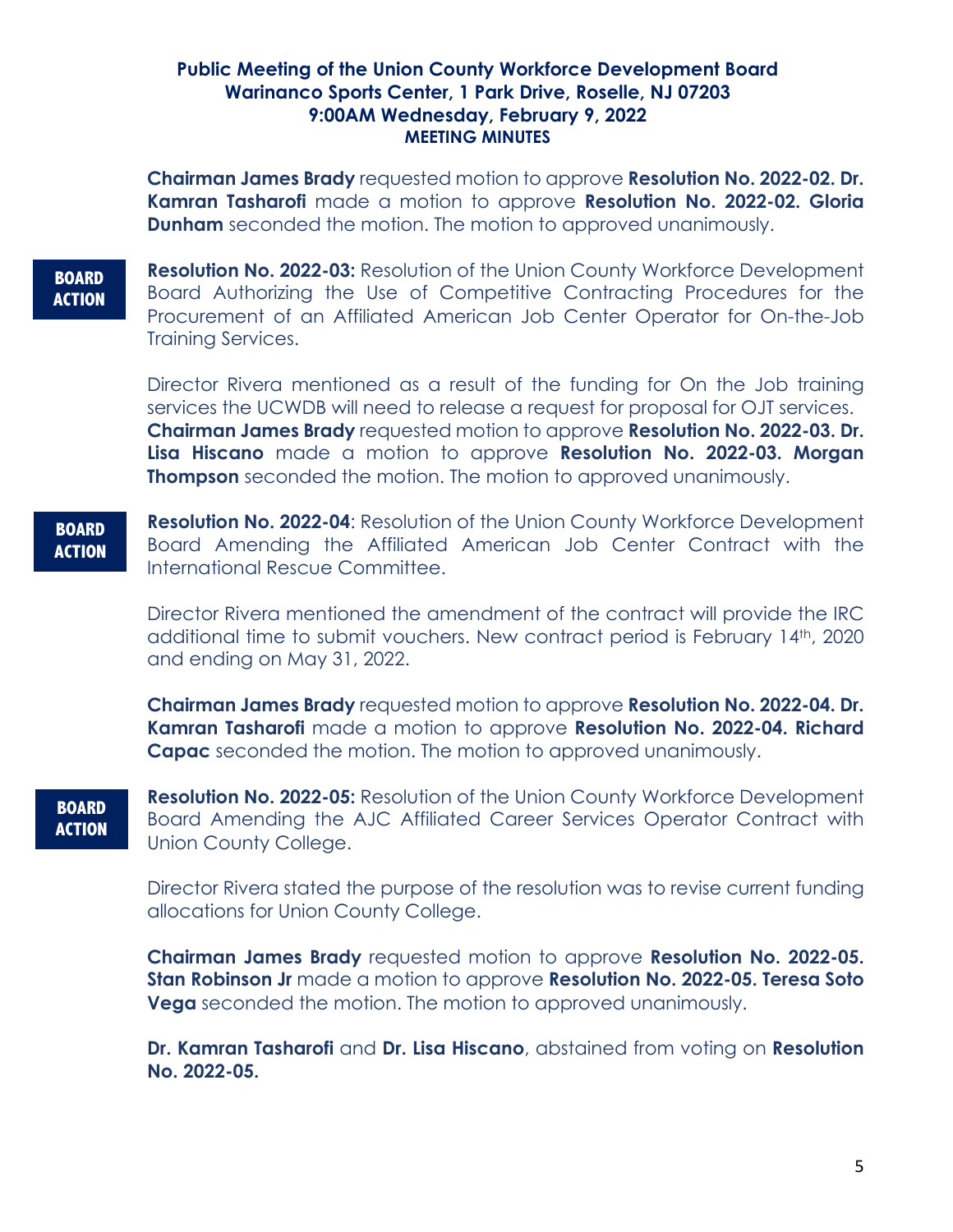**Public Meeting of the Union County Workforce Development Board**
**Warinanco Sports Center, 1 Park Drive, Roselle, NJ 07203**
**9:00AM Wednesday, February 9, 2022**
**MEETING MINUTES**

**Chairman James Brady** requested motion to approve **Resolution No. 2022-02. Dr. Kamran Tasharofi** made a motion to approve **Resolution No. 2022-02. Gloria Dunham** seconded the motion. The motion to approved unanimously.

**BOARD ACTION**

**Resolution No. 2022-03:** Resolution of the Union County Workforce Development Board Authorizing the Use of Competitive Contracting Procedures for the Procurement of an Affiliated American Job Center Operator for On-the-Job Training Services.

Director Rivera mentioned as a result of the funding for On the Job training services the UCWDB will need to release a request for proposal for OJT services. **Chairman James Brady** requested motion to approve **Resolution No. 2022-03. Dr. Lisa Hiscano** made a motion to approve **Resolution No. 2022-03. Morgan Thompson** seconded the motion. The motion to approved unanimously.

**BOARD ACTION**

**Resolution No. 2022-04**: Resolution of the Union County Workforce Development Board Amending the Affiliated American Job Center Contract with the International Rescue Committee.

Director Rivera mentioned the amendment of the contract will provide the IRC additional time to submit vouchers. New contract period is February 14th, 2020 and ending on May 31, 2022.

**Chairman James Brady** requested motion to approve **Resolution No. 2022-04. Dr. Kamran Tasharofi** made a motion to approve **Resolution No. 2022-04. Richard Capac** seconded the motion. The motion to approved unanimously.

**BOARD ACTION**

**Resolution No. 2022-05:** Resolution of the Union County Workforce Development Board Amending the AJC Affiliated Career Services Operator Contract with Union County College.

Director Rivera stated the purpose of the resolution was to revise current funding allocations for Union County College.

**Chairman James Brady** requested motion to approve **Resolution No. 2022-05. Stan Robinson Jr** made a motion to approve **Resolution No. 2022-05. Teresa Soto Vega** seconded the motion. The motion to approved unanimously.

**Dr. Kamran Tasharofi** and **Dr. Lisa Hiscano**, abstained from voting on **Resolution No. 2022-05.**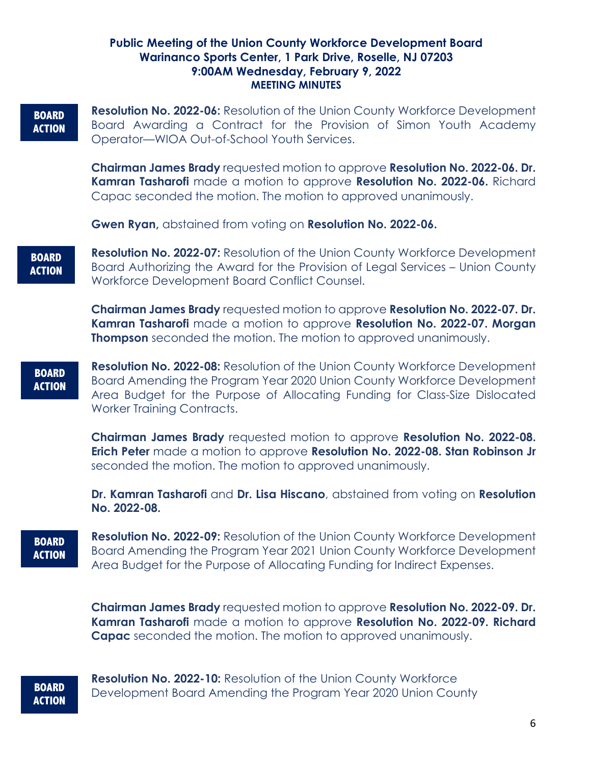**Public Meeting of the Union County Workforce Development Board**
**Warinanco Sports Center, 1 Park Drive, Roselle, NJ 07203**
**9:00AM Wednesday, February 9, 2022**
**MEETING MINUTES**

**BOARD ACTION**

**Resolution No. 2022-06:** Resolution of the Union County Workforce Development Board Awarding a Contract for the Provision of Simon Youth Academy Operator—WIOA Out-of-School Youth Services.

**Chairman James Brady** requested motion to approve **Resolution No. 2022-06. Dr. Kamran Tasharofi** made a motion to approve **Resolution No. 2022-06.** Richard Capac seconded the motion. The motion to approved unanimously.

**Gwen Ryan,** abstained from voting on **Resolution No. 2022-06.**

**BOARD ACTION**

**Resolution No. 2022-07:** Resolution of the Union County Workforce Development Board Authorizing the Award for the Provision of Legal Services – Union County Workforce Development Board Conflict Counsel.

**Chairman James Brady** requested motion to approve **Resolution No. 2022-07. Dr. Kamran Tasharofi** made a motion to approve **Resolution No. 2022-07. Morgan Thompson** seconded the motion. The motion to approved unanimously.

**BOARD ACTION**

**Resolution No. 2022-08:** Resolution of the Union County Workforce Development Board Amending the Program Year 2020 Union County Workforce Development Area Budget for the Purpose of Allocating Funding for Class-Size Dislocated Worker Training Contracts.

**Chairman James Brady** requested motion to approve **Resolution No. 2022-08. Erich Peter** made a motion to approve **Resolution No. 2022-08. Stan Robinson Jr** seconded the motion. The motion to approved unanimously.

**Dr. Kamran Tasharofi** and **Dr. Lisa Hiscano**, abstained from voting on **Resolution No. 2022-08.**

**BOARD ACTION**

**Resolution No. 2022-09:** Resolution of the Union County Workforce Development Board Amending the Program Year 2021 Union County Workforce Development Area Budget for the Purpose of Allocating Funding for Indirect Expenses.

**Chairman James Brady** requested motion to approve **Resolution No. 2022-09. Dr. Kamran Tasharofi** made a motion to approve **Resolution No. 2022-09. Richard Capac** seconded the motion. The motion to approved unanimously.

**BOARD ACTION**

**Resolution No. 2022-10:** Resolution of the Union County Workforce Development Board Amending the Program Year 2020 Union County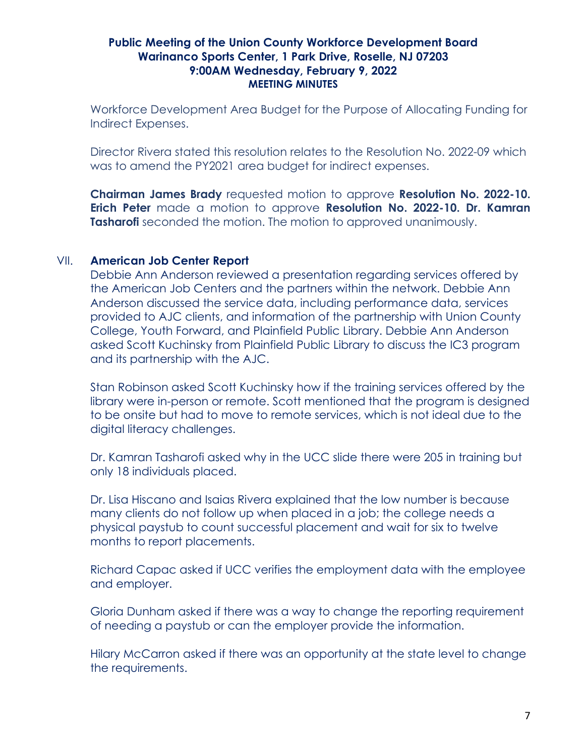Workforce Development Area Budget for the Purpose of Allocating Funding for Indirect Expenses.

Director Rivera stated this resolution relates to the Resolution No. 2022-09 which was to amend the PY2021 area budget for indirect expenses.

**Chairman James Brady** requested motion to approve **Resolution No. 2022-10. Erich Peter** made a motion to approve **Resolution No. 2022-10. Dr. Kamran Tasharofi** seconded the motion. The motion to approved unanimously.

## VII. American Job Center Report

Debbie Ann Anderson reviewed a presentation regarding services offered by the American Job Centers and the partners within the network. Debbie Ann Anderson discussed the service data, including performance data, services provided to AJC clients, and information of the partnership with Union County College, Youth Forward, and Plainfield Public Library. Debbie Ann Anderson asked Scott Kuchinsky from Plainfield Public Library to discuss the IC3 program and its partnership with the AJC.

Stan Robinson asked Scott Kuchinsky how if the training services offered by the library were in-person or remote. Scott mentioned that the program is designed to be onsite but had to move to remote services, which is not ideal due to the digital literacy challenges.

Dr. Kamran Tasharofi asked why in the UCC slide there were 205 in training but only 18 individuals placed.

Dr. Lisa Hiscano and Isaias Rivera explained that the low number is because many clients do not follow up when placed in a job; the college needs a physical paystub to count successful placement and wait for six to twelve months to report placements.

Richard Capac asked if UCC verifies the employment data with the employee and employer.

Gloria Dunham asked if there was a way to change the reporting requirement of needing a paystub or can the employer provide the information.

Hilary McCarron asked if there was an opportunity at the state level to change the requirements.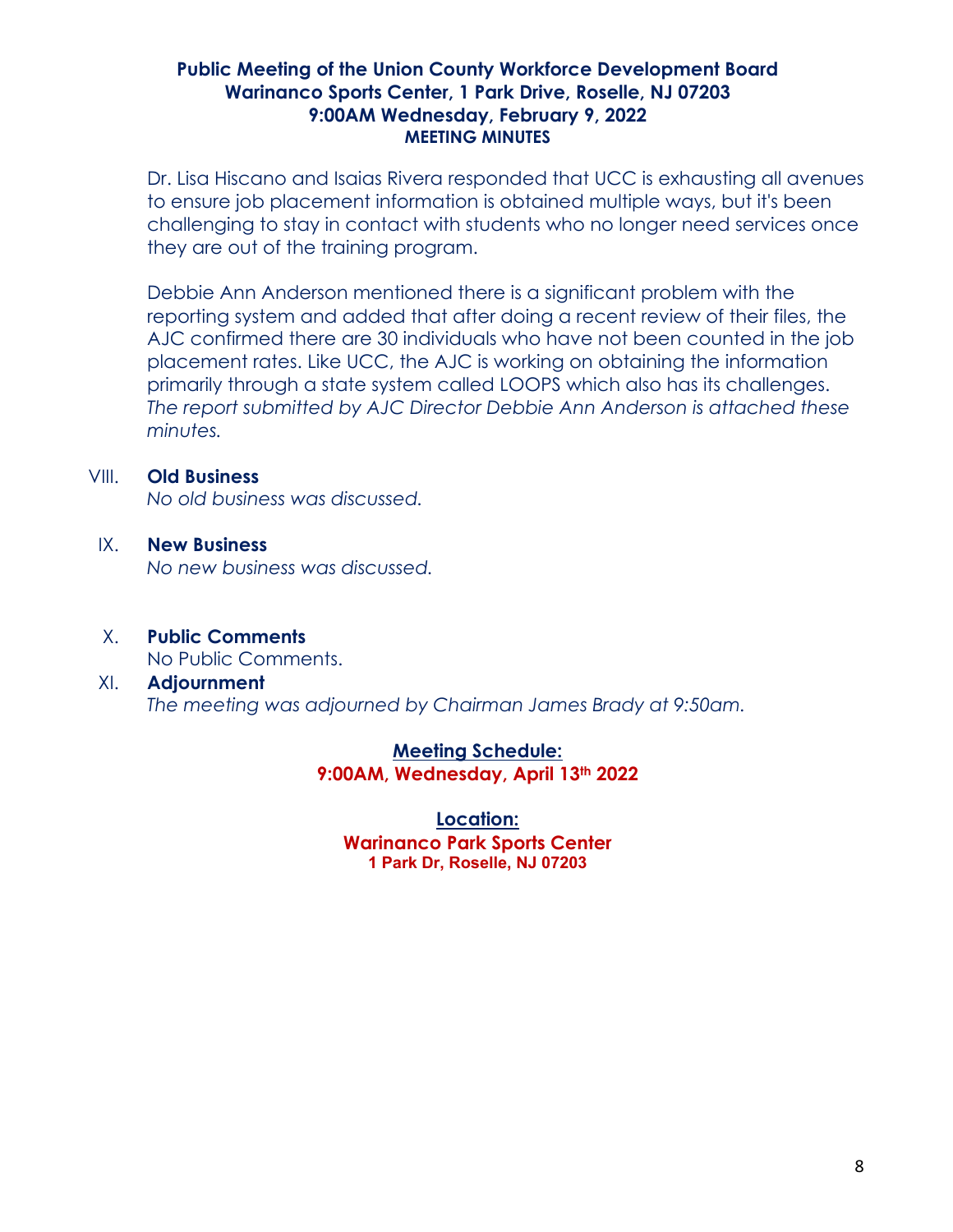**Public Meeting of the Union County Workforce Development Board**
**Warinanco Sports Center, 1 Park Drive, Roselle, NJ 07203**
**9:00AM Wednesday, February 9, 2022**
**MEETING MINUTES**

Dr. Lisa Hiscano and Isaias Rivera responded that UCC is exhausting all avenues to ensure job placement information is obtained multiple ways, but it's been challenging to stay in contact with students who no longer need services once they are out of the training program.

Debbie Ann Anderson mentioned there is a significant problem with the reporting system and added that after doing a recent review of their files, the AJC confirmed there are 30 individuals who have not been counted in the job placement rates. Like UCC, the AJC is working on obtaining the information primarily through a state system called LOOPS which also has its challenges. *The report submitted by AJC Director Debbie Ann Anderson is attached these minutes.*

VIII. **Old Business**
*No old business was discussed.*

IX. **New Business**
*No new business was discussed.*

X. **Public Comments**
No Public Comments.

XI. **Adjournment**
*The meeting was adjourned by Chairman James Brady at 9:50am.*

**Meeting Schedule:**
**9:00AM, Wednesday, April 13th 2022**

**Location:**
**Warinanco Park Sports Center**
**1 Park Dr, Roselle, NJ 07203**